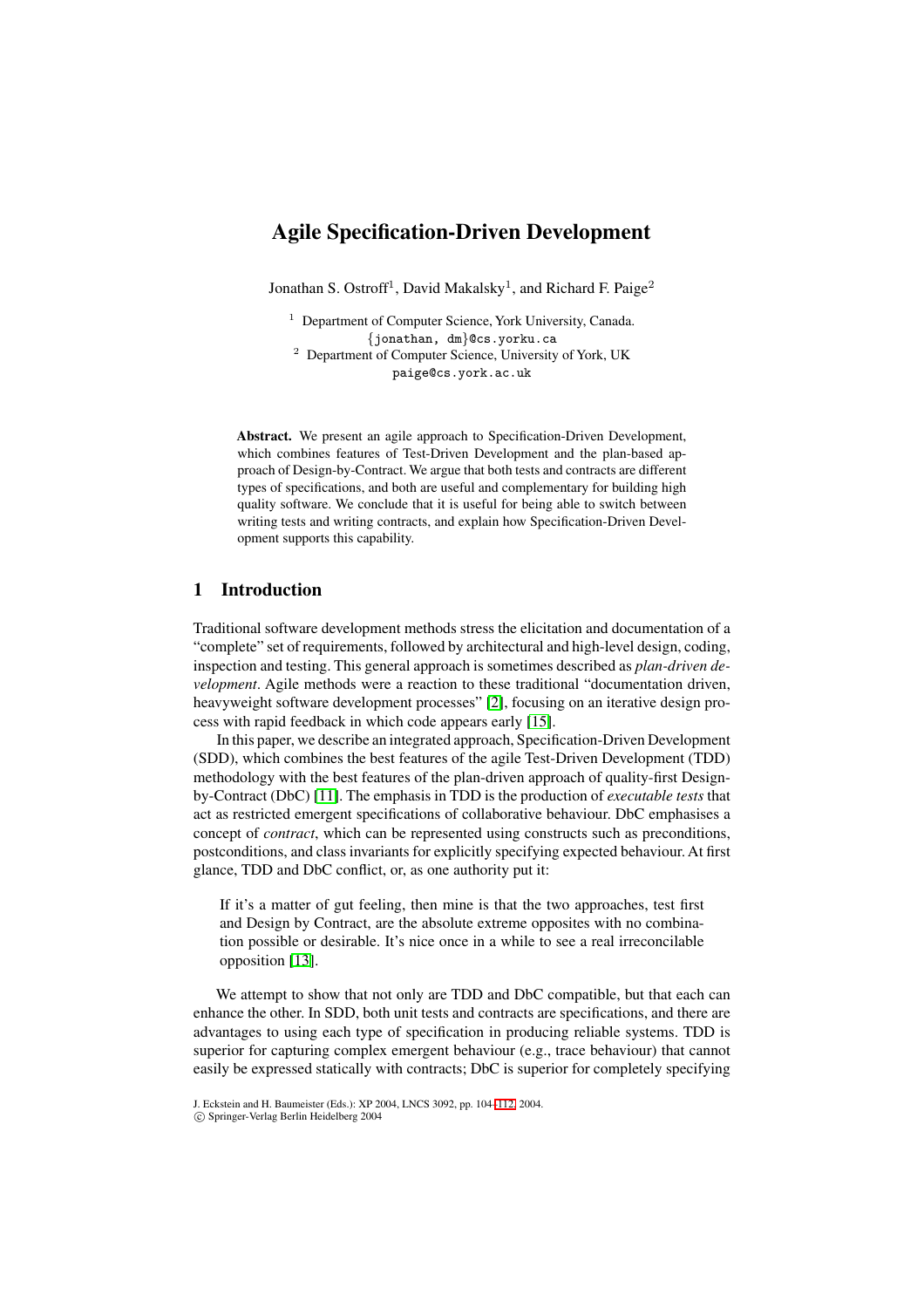# Agile Specification-Driven Development

Jonathan S. Ostroff[1], David Makalsky[1], and Richard F. Paige[2]

[1] Department of Computer Science, York University, Canada.
{jonathan, dm}@cs.yorku.ca
[2] Department of Computer Science, University of York, UK
paige@cs.york.ac.uk

**Abstract.** We present an agile approach to Specification-Driven Development, which combines features of Test-Driven Development and the plan-based approach of Design-by-Contract. We argue that both tests and contracts are different types of specifications, and both are useful and complementary for building high quality software. We conclude that it is useful for being able to switch between writing tests and writing contracts, and explain how Specification-Driven Development supports this capability.

## 1 Introduction

Traditional software development methods stress the elicitation and documentation of a "complete" set of requirements, followed by architectural and high-level design, coding, inspection and testing. This general approach is sometimes described as *plan-driven development*. Agile methods were a reaction to these traditional "documentation driven, heavyweight software development processes" [2], focusing on an iterative design process with rapid feedback in which code appears early [15].

In this paper, we describe an integrated approach, Specification-Driven Development (SDD), which combines the best features of the agile Test-Driven Development (TDD) methodology with the best features of the plan-driven approach of quality-first Design-by-Contract (DbC) [11]. The emphasis in TDD is the production of *executable tests* that act as restricted emergent specifications of collaborative behaviour. DbC emphasises a concept of *contract*, which can be represented using constructs such as preconditions, postconditions, and class invariants for explicitly specifying expected behaviour. At first glance, TDD and DbC conflict, or, as one authority put it:

> If it's a matter of gut feeling, then mine is that the two approaches, test first and Design by Contract, are the absolute extreme opposites with no combination possible or desirable. It's nice once in a while to see a real irreconcilable opposition [13].

We attempt to show that not only are TDD and DbC compatible, but that each can enhance the other. In SDD, both unit tests and contracts are specifications, and there are advantages to using each type of specification in producing reliable systems. TDD is superior for capturing complex emergent behaviour (e.g., trace behaviour) that cannot easily be expressed statically with contracts; DbC is superior for completely specifying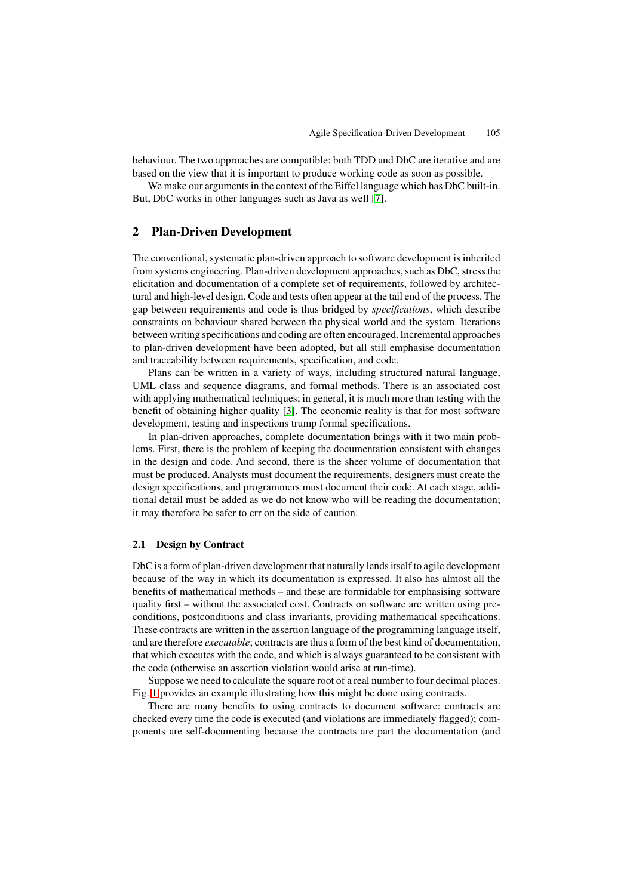behaviour. The two approaches are compatible: both TDD and DbC are iterative and are based on the view that it is important to produce working code as soon as possible.

We make our arguments in the context of the Eiffel language which has DbC built-in. But, DbC works in other languages such as Java as well [7].

## 2 Plan-Driven Development

The conventional, systematic plan-driven approach to software development is inherited from systems engineering. Plan-driven development approaches, such as DbC, stress the elicitation and documentation of a complete set of requirements, followed by architectural and high-level design. Code and tests often appear at the tail end of the process. The gap between requirements and code is thus bridged by *specifications*, which describe constraints on behaviour shared between the physical world and the system. Iterations between writing specifications and coding are often encouraged. Incremental approaches to plan-driven development have been adopted, but all still emphasise documentation and traceability between requirements, specification, and code.

Plans can be written in a variety of ways, including structured natural language, UML class and sequence diagrams, and formal methods. There is an associated cost with applying mathematical techniques; in general, it is much more than testing with the benefit of obtaining higher quality [3]. The economic reality is that for most software development, testing and inspections trump formal specifications.

In plan-driven approaches, complete documentation brings with it two main problems. First, there is the problem of keeping the documentation consistent with changes in the design and code. And second, there is the sheer volume of documentation that must be produced. Analysts must document the requirements, designers must create the design specifications, and programmers must document their code. At each stage, additional detail must be added as we do not know who will be reading the documentation; it may therefore be safer to err on the side of caution.

### 2.1 Design by Contract

DbC is a form of plan-driven development that naturally lends itself to agile development because of the way in which its documentation is expressed. It also has almost all the benefits of mathematical methods – and these are formidable for emphasising software quality first – without the associated cost. Contracts on software are written using preconditions, postconditions and class invariants, providing mathematical specifications. These contracts are written in the assertion language of the programming language itself, and are therefore *executable*; contracts are thus a form of the best kind of documentation, that which executes with the code, and which is always guaranteed to be consistent with the code (otherwise an assertion violation would arise at run-time).

Suppose we need to calculate the square root of a real number to four decimal places. Fig. 1 provides an example illustrating how this might be done using contracts.

There are many benefits to using contracts to document software: contracts are checked every time the code is executed (and violations are immediately flagged); components are self-documenting because the contracts are part the documentation (and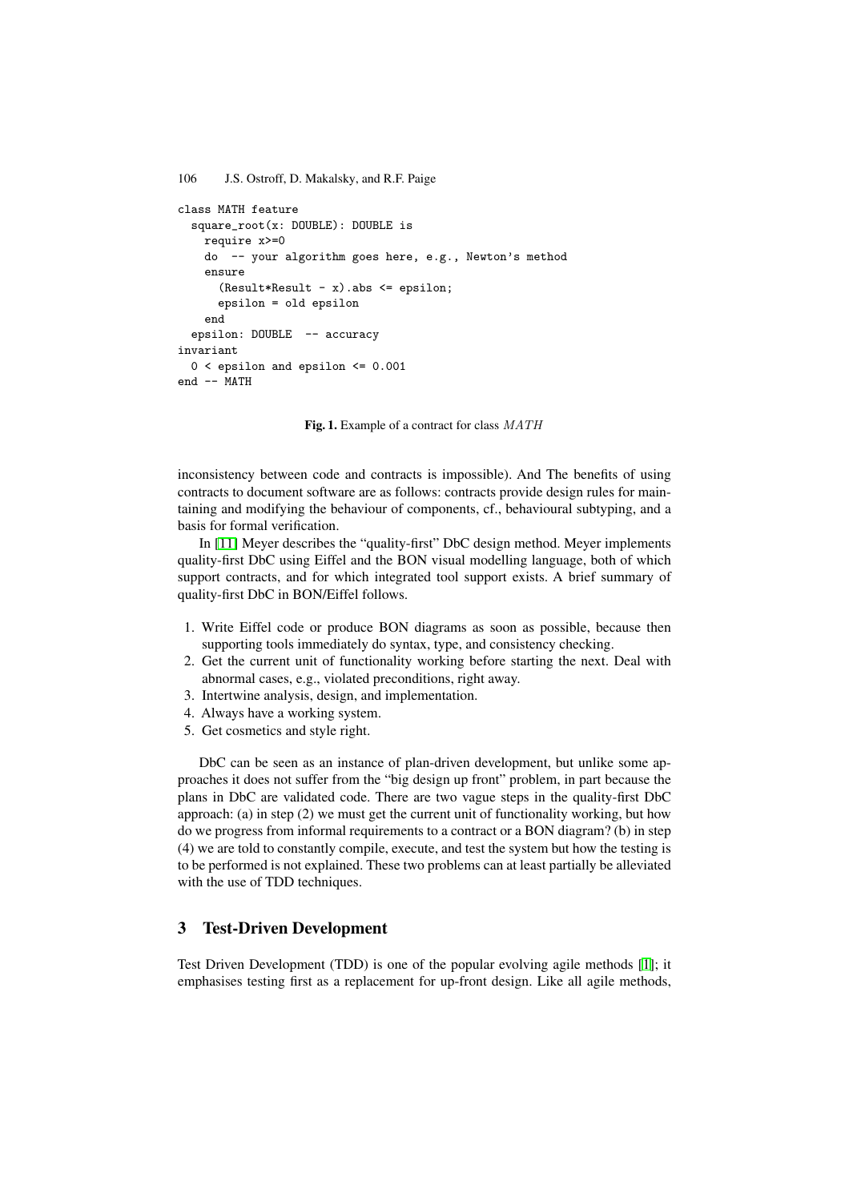```
class MATH feature
  square_root(x: DOUBLE): DOUBLE is
    require x>=0
    do  -- your algorithm goes here, e.g., Newton's method
    ensure
      (Result*Result - x).abs <= epsilon;
      epsilon = old epsilon
    end
  epsilon: DOUBLE  -- accuracy
invariant
  0 < epsilon and epsilon <= 0.001
end -- MATH
```

**Fig. 1.** Example of a contract for class *MATH*

inconsistency between code and contracts is impossible). And The benefits of using contracts to document software are as follows: contracts provide design rules for maintaining and modifying the behaviour of components, cf., behavioural subtyping, and a basis for formal verification.

In [11] Meyer describes the "quality-first" DbC design method. Meyer implements quality-first DbC using Eiffel and the BON visual modelling language, both of which support contracts, and for which integrated tool support exists. A brief summary of quality-first DbC in BON/Eiffel follows.

1. Write Eiffel code or produce BON diagrams as soon as possible, because then supporting tools immediately do syntax, type, and consistency checking.
2. Get the current unit of functionality working before starting the next. Deal with abnormal cases, e.g., violated preconditions, right away.
3. Intertwine analysis, design, and implementation.
4. Always have a working system.
5. Get cosmetics and style right.

DbC can be seen as an instance of plan-driven development, but unlike some approaches it does not suffer from the "big design up front" problem, in part because the plans in DbC are validated code. There are two vague steps in the quality-first DbC approach: (a) in step (2) we must get the current unit of functionality working, but how do we progress from informal requirements to a contract or a BON diagram? (b) in step (4) we are told to constantly compile, execute, and test the system but how the testing is to be performed is not explained. These two problems can at least partially be alleviated with the use of TDD techniques.

## 3 Test-Driven Development

Test Driven Development (TDD) is one of the popular evolving agile methods [1]; it emphasises testing first as a replacement for up-front design. Like all agile methods,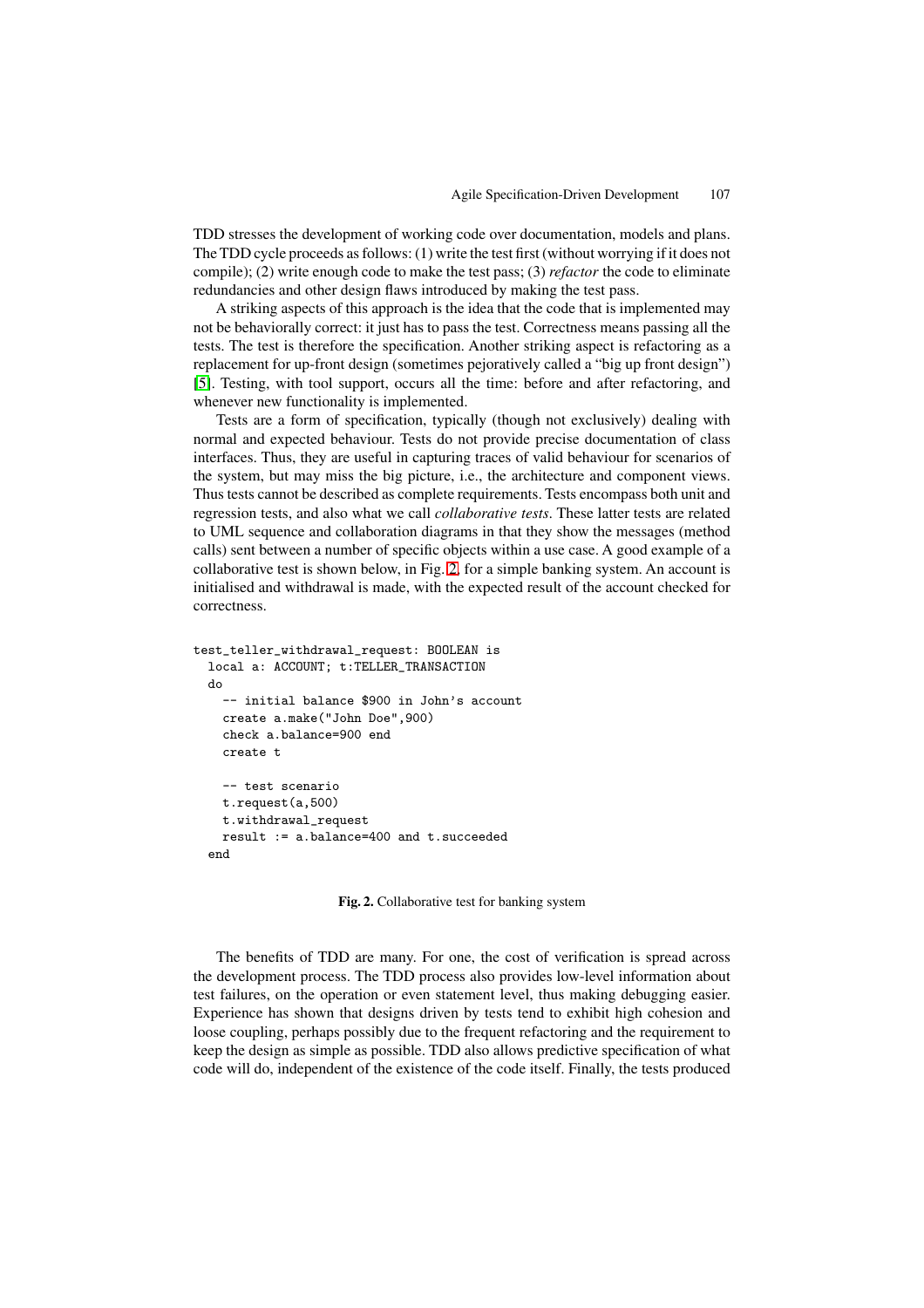TDD stresses the development of working code over documentation, models and plans. The TDD cycle proceeds as follows: (1) write the test first (without worrying if it does not compile); (2) write enough code to make the test pass; (3) *refactor* the code to eliminate redundancies and other design flaws introduced by making the test pass.

A striking aspects of this approach is the idea that the code that is implemented may not be behaviorally correct: it just has to pass the test. Correctness means passing all the tests. The test is therefore the specification. Another striking aspect is refactoring as a replacement for up-front design (sometimes pejoratively called a "big up front design") [5]. Testing, with tool support, occurs all the time: before and after refactoring, and whenever new functionality is implemented.

Tests are a form of specification, typically (though not exclusively) dealing with normal and expected behaviour. Tests do not provide precise documentation of class interfaces. Thus, they are useful in capturing traces of valid behaviour for scenarios of the system, but may miss the big picture, i.e., the architecture and component views. Thus tests cannot be described as complete requirements. Tests encompass both unit and regression tests, and also what we call *collaborative tests*. These latter tests are related to UML sequence and collaboration diagrams in that they show the messages (method calls) sent between a number of specific objects within a use case. A good example of a collaborative test is shown below, in Fig. 2, for a simple banking system. An account is initialised and withdrawal is made, with the expected result of the account checked for correctness.

```
test_teller_withdrawal_request: BOOLEAN is
  local a: ACCOUNT; t:TELLER_TRANSACTION
  do
    -- initial balance $900 in John's account
    create a.make("John Doe",900)
    check a.balance=900 end
    create t

    -- test scenario
    t.request(a,500)
    t.withdrawal_request
    result := a.balance=400 and t.succeeded
  end
```

**Fig. 2.** Collaborative test for banking system

The benefits of TDD are many. For one, the cost of verification is spread across the development process. The TDD process also provides low-level information about test failures, on the operation or even statement level, thus making debugging easier. Experience has shown that designs driven by tests tend to exhibit high cohesion and loose coupling, perhaps possibly due to the frequent refactoring and the requirement to keep the design as simple as possible. TDD also allows predictive specification of what code will do, independent of the existence of the code itself. Finally, the tests produced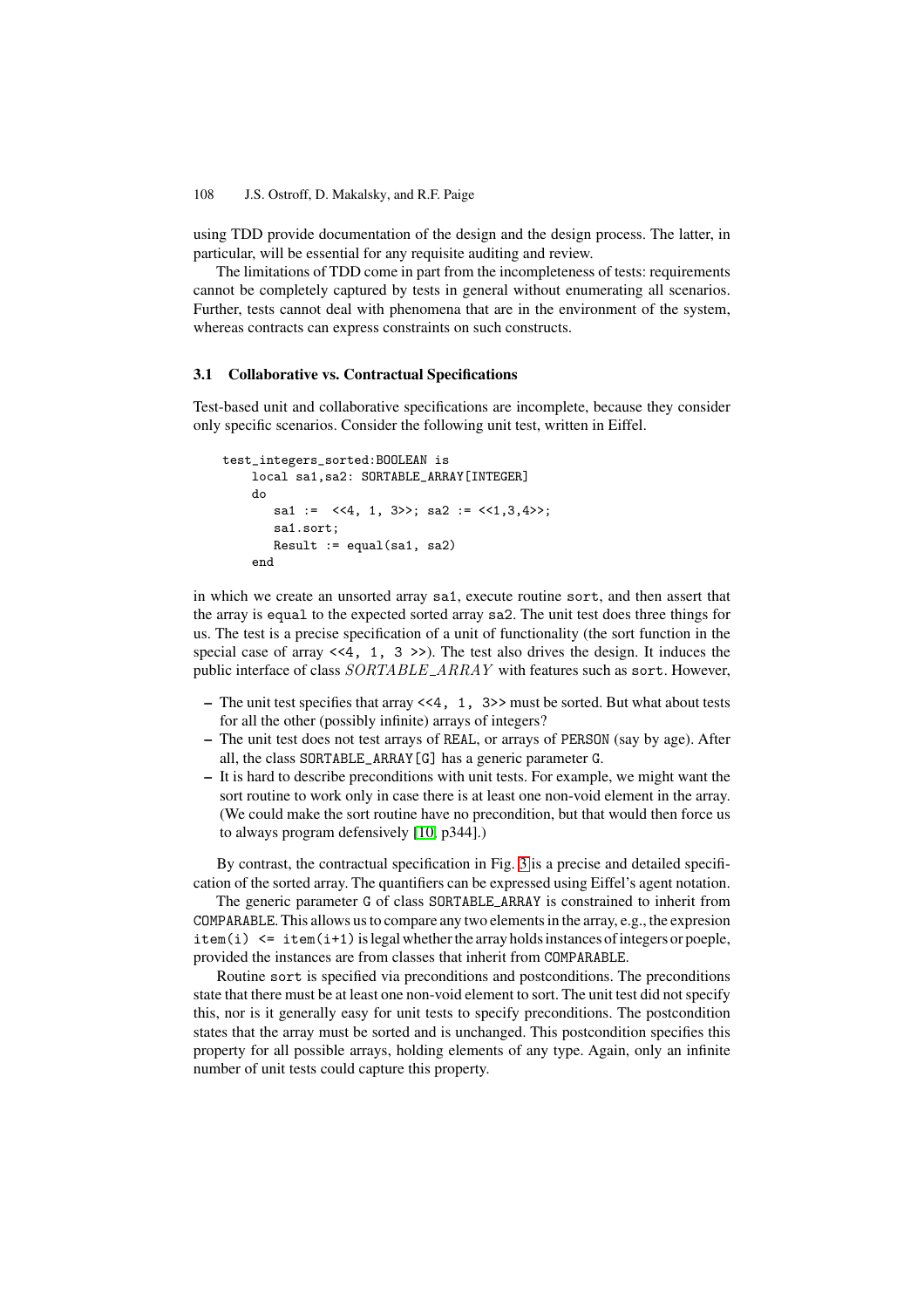using TDD provide documentation of the design and the design process. The latter, in particular, will be essential for any requisite auditing and review.

The limitations of TDD come in part from the incompleteness of tests: requirements cannot be completely captured by tests in general without enumerating all scenarios. Further, tests cannot deal with phenomena that are in the environment of the system, whereas contracts can express constraints on such constructs.

### 3.1 Collaborative vs. Contractual Specifications

Test-based unit and collaborative specifications are incomplete, because they consider only specific scenarios. Consider the following unit test, written in Eiffel.

```
test_integers_sorted:BOOLEAN is
    local sa1,sa2: SORTABLE_ARRAY[INTEGER]
    do
       sa1 :=  <<4, 1, 3>>; sa2 := <<1,3,4>>;
       sa1.sort;
       Result := equal(sa1, sa2)
    end
```

in which we create an unsorted array `sa1`, execute routine `sort`, and then assert that the array is `equal` to the expected sorted array `sa2`. The unit test does three things for us. The test is a precise specification of a unit of functionality (the sort function in the special case of array `<<4, 1, 3 >>`). The test also drives the design. It induces the public interface of class $SORTABLE\_ARRAY$ with features such as `sort`. However,

- The unit test specifies that array `<<4, 1, 3>>` must be sorted. But what about tests for all the other (possibly infinite) arrays of integers?
- The unit test does not test arrays of `REAL`, or arrays of `PERSON` (say by age). After all, the class `SORTABLE_ARRAY[G]` has a generic parameter `G`.
- It is hard to describe preconditions with unit tests. For example, we might want the sort routine to work only in case there is at least one non-void element in the array. (We could make the sort routine have no precondition, but that would then force us to always program defensively [10, p344].)

By contrast, the contractual specification in Fig. 3 is a precise and detailed specification of the sorted array. The quantifiers can be expressed using Eiffel's agent notation.

The generic parameter `G` of class `SORTABLE_ARRAY` is constrained to inherit from `COMPARABLE`. This allows us to compare any two elements in the array, e.g., the expresion `item(i) <= item(i+1)` is legal whether the array holds instances of integers or poeple, provided the instances are from classes that inherit from `COMPARABLE`.

Routine `sort` is specified via preconditions and postconditions. The preconditions state that there must be at least one non-void element to sort. The unit test did not specify this, nor is it generally easy for unit tests to specify preconditions. The postcondition states that the array must be sorted and is unchanged. This postcondition specifies this property for all possible arrays, holding elements of any type. Again, only an infinite number of unit tests could capture this property.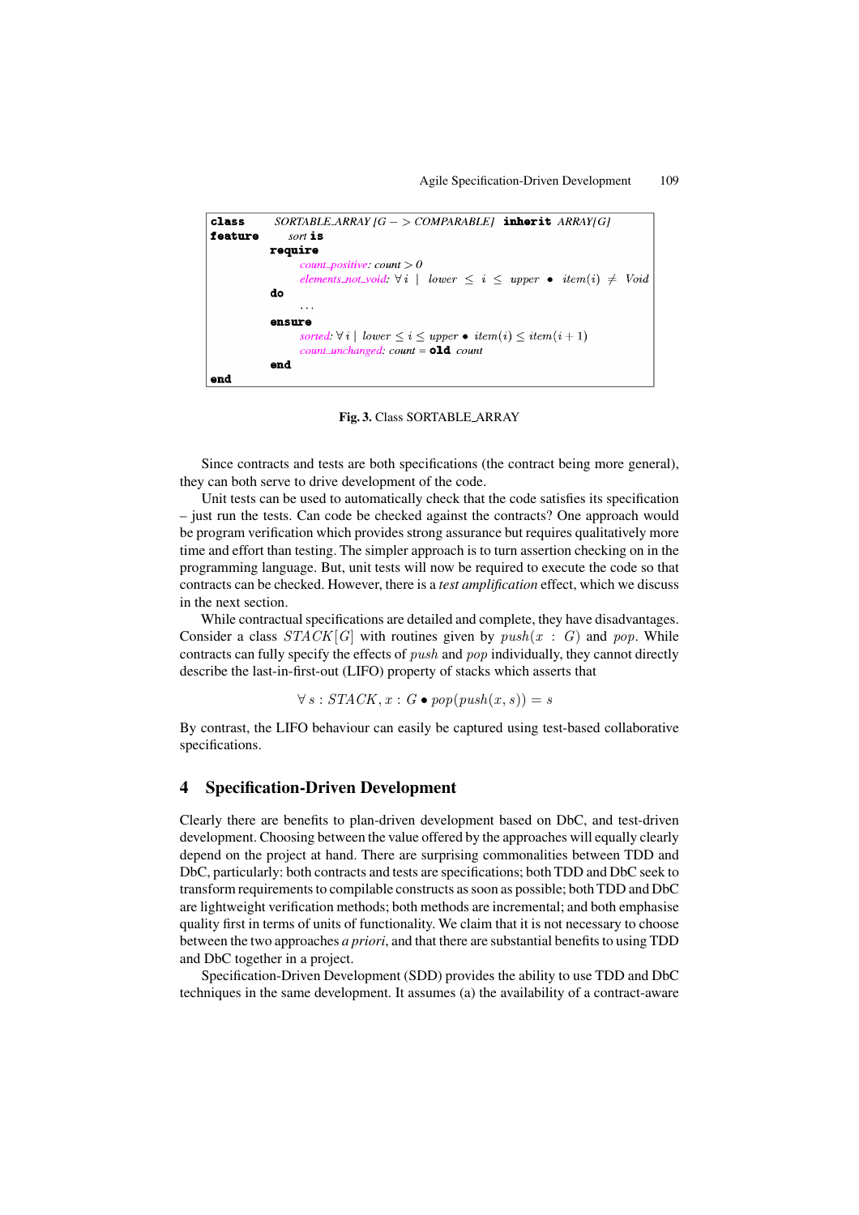```
class    SORTABLE_ARRAY [G -> COMPARABLE]  inherit ARRAY[G]
feature     sort is
        require
            count_positive: count > 0
            elements_not_void: ∀ i | lower ≤ i ≤ upper • item(i) ≠ Void
        do
            ...
        ensure
            sorted: ∀ i | lower ≤ i ≤ upper • item(i) ≤ item(i + 1)
            count_unchanged: count = old count
        end
end
```

**Fig. 3.** Class SORTABLE_ARRAY

Since contracts and tests are both specifications (the contract being more general), they can both serve to drive development of the code.

Unit tests can be used to automatically check that the code satisfies its specification – just run the tests. Can code be checked against the contracts? One approach would be program verification which provides strong assurance but requires qualitatively more time and effort than testing. The simpler approach is to turn assertion checking on in the programming language. But, unit tests will now be required to execute the code so that contracts can be checked. However, there is a *test amplification* effect, which we discuss in the next section.

While contractual specifications are detailed and complete, they have disadvantages. Consider a class $STACK[G]$ with routines given by $push(x : G)$ and $pop$. While contracts can fully specify the effects of $push$ and $pop$ individually, they cannot directly describe the last-in-first-out (LIFO) property of stacks which asserts that

$$\forall\, s : STACK, x : G \bullet pop(push(x, s)) = s$$

By contrast, the LIFO behaviour can easily be captured using test-based collaborative specifications.

## 4 Specification-Driven Development

Clearly there are benefits to plan-driven development based on DbC, and test-driven development. Choosing between the value offered by the approaches will equally clearly depend on the project at hand. There are surprising commonalities between TDD and DbC, particularly: both contracts and tests are specifications; both TDD and DbC seek to transform requirements to compilable constructs as soon as possible; both TDD and DbC are lightweight verification methods; both methods are incremental; and both emphasise quality first in terms of units of functionality. We claim that it is not necessary to choose between the two approaches *a priori*, and that there are substantial benefits to using TDD and DbC together in a project.

Specification-Driven Development (SDD) provides the ability to use TDD and DbC techniques in the same development. It assumes (a) the availability of a contract-aware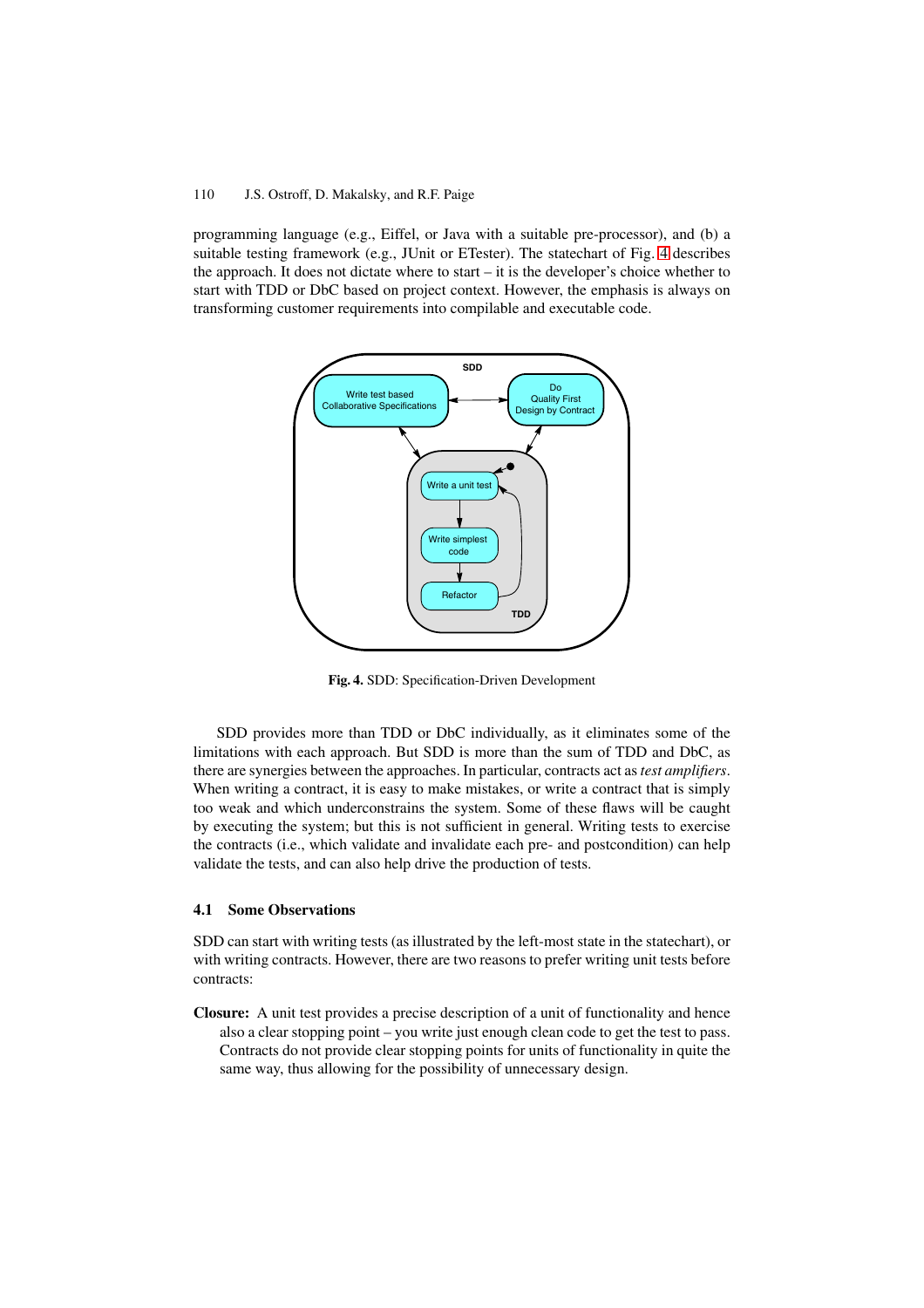programming language (e.g., Eiffel, or Java with a suitable pre-processor), and (b) a suitable testing framework (e.g., JUnit or ETester). The statechart of Fig. 4 describes the approach. It does not dictate where to start – it is the developer's choice whether to start with TDD or DbC based on project context. However, the emphasis is always on transforming customer requirements into compilable and executable code.

**Fig. 4.** SDD: Specification-Driven Development

SDD provides more than TDD or DbC individually, as it eliminates some of the limitations with each approach. But SDD is more than the sum of TDD and DbC, as there are synergies between the approaches. In particular, contracts act as *test amplifiers*. When writing a contract, it is easy to make mistakes, or write a contract that is simply too weak and which underconstrains the system. Some of these flaws will be caught by executing the system; but this is not sufficient in general. Writing tests to exercise the contracts (i.e., which validate and invalidate each pre- and postcondition) can help validate the tests, and can also help drive the production of tests.

### 4.1 Some Observations

SDD can start with writing tests (as illustrated by the left-most state in the statechart), or with writing contracts. However, there are two reasons to prefer writing unit tests before contracts:

**Closure:** A unit test provides a precise description of a unit of functionality and hence also a clear stopping point – you write just enough clean code to get the test to pass. Contracts do not provide clear stopping points for units of functionality in quite the same way, thus allowing for the possibility of unnecessary design.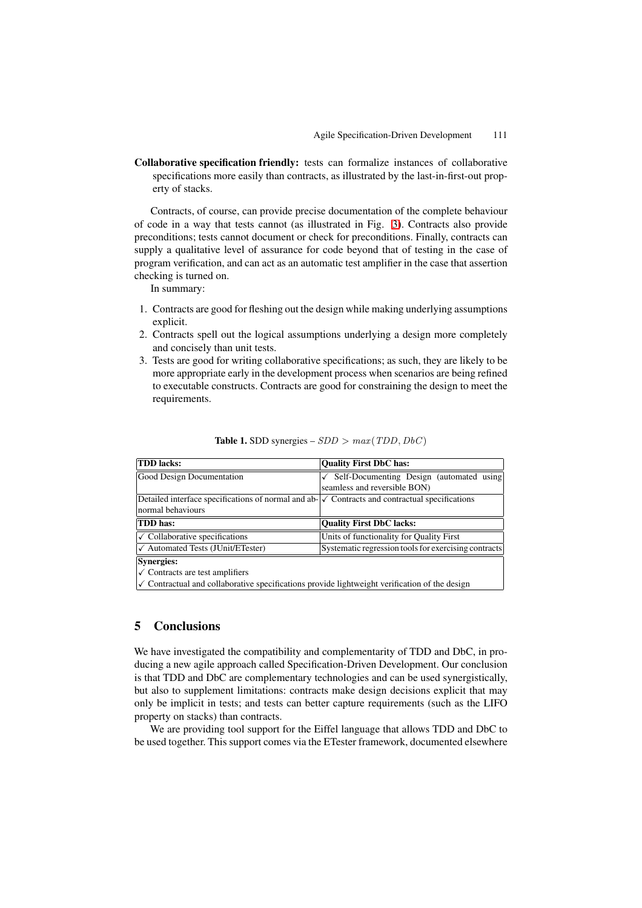**Collaborative specification friendly:** tests can formalize instances of collaborative specifications more easily than contracts, as illustrated by the last-in-first-out property of stacks.

Contracts, of course, can provide precise documentation of the complete behaviour of code in a way that tests cannot (as illustrated in Fig. 3). Contracts also provide preconditions; tests cannot document or check for preconditions. Finally, contracts can supply a qualitative level of assurance for code beyond that of testing in the case of program verification, and can act as an automatic test amplifier in the case that assertion checking is turned on.

In summary:

1. Contracts are good for fleshing out the design while making underlying assumptions explicit.
2. Contracts spell out the logical assumptions underlying a design more completely and concisely than unit tests.
3. Tests are good for writing collaborative specifications; as such, they are likely to be more appropriate early in the development process when scenarios are being refined to executable constructs. Contracts are good for constraining the design to meet the requirements.

**Table 1.** SDD synergies – $SDD > max(TDD, DbC)$

| **TDD lacks:** | **Quality First DbC has:** |
|---|---|
| Good Design Documentation | ✓ Self-Documenting Design (automated using seamless and reversible BON) |
| Detailed interface specifications of normal and abnormal behaviours | ✓ Contracts and contractual specifications |
| **TDD has:** | **Quality First DbC lacks:** |
| ✓ Collaborative specifications | Units of functionality for Quality First |
| ✓ Automated Tests (JUnit/ETester) | Systematic regression tools for exercising contracts |
| **Synergies:** | |
| ✓ Contracts are test amplifiers | |
| ✓ Contractual and collaborative specifications provide lightweight verification of the design | |

## 5 Conclusions

We have investigated the compatibility and complementarity of TDD and DbC, in producing a new agile approach called Specification-Driven Development. Our conclusion is that TDD and DbC are complementary technologies and can be used synergistically, but also to supplement limitations: contracts make design decisions explicit that may only be implicit in tests; and tests can better capture requirements (such as the LIFO property on stacks) than contracts.

We are providing tool support for the Eiffel language that allows TDD and DbC to be used together. This support comes via the ETester framework, documented elsewhere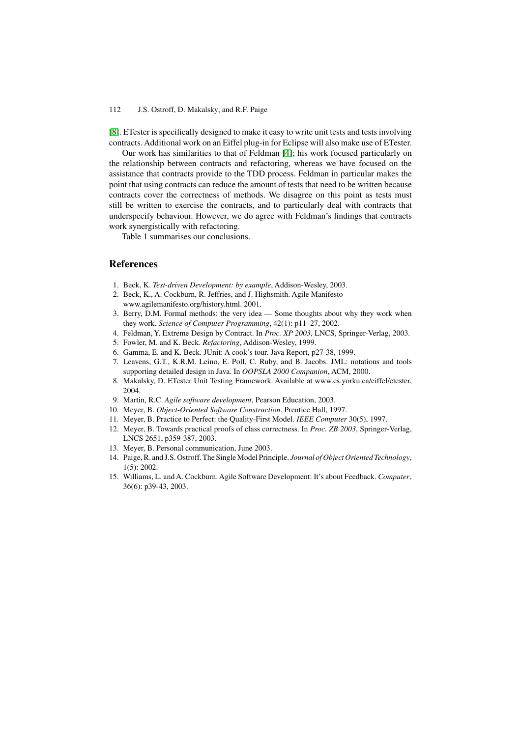[8]. ETester is specifically designed to make it easy to write unit tests and tests involving contracts. Additional work on an Eiffel plug-in for Eclipse will also make use of ETester.

Our work has similarities to that of Feldman [4]; his work focused particularly on the relationship between contracts and refactoring, whereas we have focused on the assistance that contracts provide to the TDD process. Feldman in particular makes the point that using contracts can reduce the amount of tests that need to be written because contracts cover the correctness of methods. We disagree on this point as tests must still be written to exercise the contracts, and to particularly deal with contracts that underspecify behaviour. However, we do agree with Feldman's findings that contracts work synergistically with refactoring.

Table 1 summarises our conclusions.

## References

1. Beck, K. *Test-driven Development: by example*, Addison-Wesley, 2003.
2. Beck, K., A. Cockburn, R. Jeffries, and J. Highsmith. Agile Manifesto www.agilemanifesto.org/history.html. 2001.
3. Berry, D.M. Formal methods: the very idea — Some thoughts about why they work when they work. *Science of Computer Programming*, 42(1): p11–27, 2002.
4. Feldman, Y. Extreme Design by Contract. In *Proc. XP 2003*, LNCS, Springer-Verlag, 2003.
5. Fowler, M. and K. Beck. *Refactoring*, Addison-Wesley, 1999.
6. Gamma, E. and K. Beck. JUnit: A cook's tour. Java Report, p27-38, 1999.
7. Leavens, G.T., K.R.M. Leino, E. Poll, C. Ruby, and B. Jacobs. JML: notations and tools supporting detailed design in Java. In *OOPSLA 2000 Companion*, ACM, 2000.
8. Makalsky, D. ETester Unit Testing Framework. Available at www.cs.yorku.ca/eiffel/etester, 2004.
9. Martin, R.C. *Agile software development*, Pearson Education, 2003.
10. Meyer, B. *Object-Oriented Software Construction*. Prentice Hall, 1997.
11. Meyer, B. Practice to Perfect: the Quality-First Model. *IEEE Computer* 30(5), 1997.
12. Meyer, B. Towards practical proofs of class correctness. In *Proc. ZB 2003*, Springer-Verlag, LNCS 2651, p359-387, 2003.
13. Meyer, B. Personal communication, June 2003.
14. Paige, R. and J.S. Ostroff. The Single Model Principle. *Journal of Object Oriented Technology*, 1(5): 2002.
15. Williams, L. and A. Cockburn. Agile Software Development: It's about Feedback. *Computer*, 36(6): p39-43, 2003.